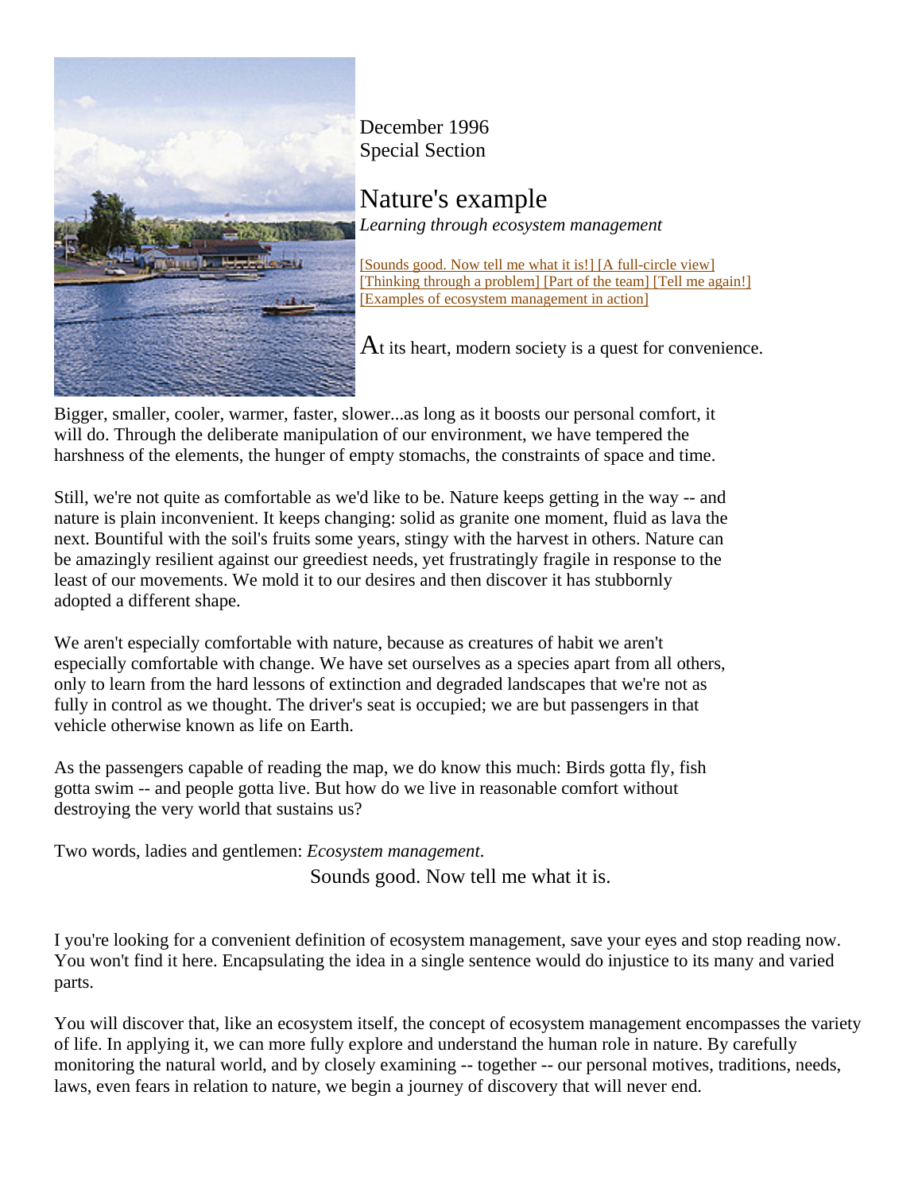December 1996
Special Section

# Nature's example

*Learning through ecosystem management*

[Sounds good. Now tell me what it is!] [A full-circle view] [Thinking through a problem] [Part of the team] [Tell me again!] [Examples of ecosystem management in action]

At its heart, modern society is a quest for convenience. Bigger, smaller, cooler, warmer, faster, slower...as long as it boosts our personal comfort, it will do. Through the deliberate manipulation of our environment, we have tempered the harshness of the elements, the hunger of empty stomachs, the constraints of space and time.

Still, we're not quite as comfortable as we'd like to be. Nature keeps getting in the way -- and nature is plain inconvenient. It keeps changing: solid as granite one moment, fluid as lava the next. Bountiful with the soil's fruits some years, stingy with the harvest in others. Nature can be amazingly resilient against our greediest needs, yet frustratingly fragile in response to the least of our movements. We mold it to our desires and then discover it has stubbornly adopted a different shape.

We aren't especially comfortable with nature, because as creatures of habit we aren't especially comfortable with change. We have set ourselves as a species apart from all others, only to learn from the hard lessons of extinction and degraded landscapes that we're not as fully in control as we thought. The driver's seat is occupied; we are but passengers in that vehicle otherwise known as life on Earth.

As the passengers capable of reading the map, we do know this much: Birds gotta fly, fish gotta swim -- and people gotta live. But how do we live in reasonable comfort without destroying the very world that sustains us?

Two words, ladies and gentlemen: *Ecosystem management*.

## Sounds good. Now tell me what it is.

I you're looking for a convenient definition of ecosystem management, save your eyes and stop reading now. You won't find it here. Encapsulating the idea in a single sentence would do injustice to its many and varied parts.

You will discover that, like an ecosystem itself, the concept of ecosystem management encompasses the variety of life. In applying it, we can more fully explore and understand the human role in nature. By carefully monitoring the natural world, and by closely examining -- together -- our personal motives, traditions, needs, laws, even fears in relation to nature, we begin a journey of discovery that will never end.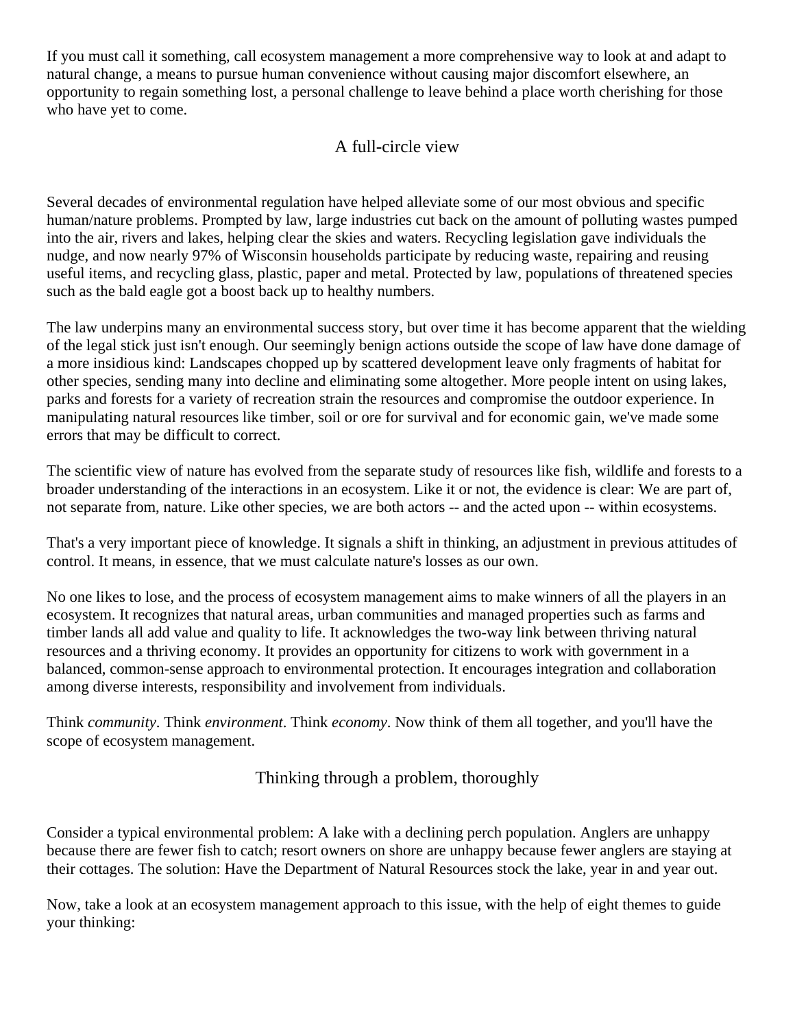If you must call it something, call ecosystem management a more comprehensive way to look at and adapt to natural change, a means to pursue human convenience without causing major discomfort elsewhere, an opportunity to regain something lost, a personal challenge to leave behind a place worth cherishing for those who have yet to come.

## A full-circle view

Several decades of environmental regulation have helped alleviate some of our most obvious and specific human/nature problems. Prompted by law, large industries cut back on the amount of polluting wastes pumped into the air, rivers and lakes, helping clear the skies and waters. Recycling legislation gave individuals the nudge, and now nearly 97% of Wisconsin households participate by reducing waste, repairing and reusing useful items, and recycling glass, plastic, paper and metal. Protected by law, populations of threatened species such as the bald eagle got a boost back up to healthy numbers.

The law underpins many an environmental success story, but over time it has become apparent that the wielding of the legal stick just isn't enough. Our seemingly benign actions outside the scope of law have done damage of a more insidious kind: Landscapes chopped up by scattered development leave only fragments of habitat for other species, sending many into decline and eliminating some altogether. More people intent on using lakes, parks and forests for a variety of recreation strain the resources and compromise the outdoor experience. In manipulating natural resources like timber, soil or ore for survival and for economic gain, we've made some errors that may be difficult to correct.

The scientific view of nature has evolved from the separate study of resources like fish, wildlife and forests to a broader understanding of the interactions in an ecosystem. Like it or not, the evidence is clear: We are part of, not separate from, nature. Like other species, we are both actors -- and the acted upon -- within ecosystems.

That's a very important piece of knowledge. It signals a shift in thinking, an adjustment in previous attitudes of control. It means, in essence, that we must calculate nature's losses as our own.

No one likes to lose, and the process of ecosystem management aims to make winners of all the players in an ecosystem. It recognizes that natural areas, urban communities and managed properties such as farms and timber lands all add value and quality to life. It acknowledges the two-way link between thriving natural resources and a thriving economy. It provides an opportunity for citizens to work with government in a balanced, common-sense approach to environmental protection. It encourages integration and collaboration among diverse interests, responsibility and involvement from individuals.

Think *community*. Think *environment*. Think *economy*. Now think of them all together, and you'll have the scope of ecosystem management.

## Thinking through a problem, thoroughly

Consider a typical environmental problem: A lake with a declining perch population. Anglers are unhappy because there are fewer fish to catch; resort owners on shore are unhappy because fewer anglers are staying at their cottages. The solution: Have the Department of Natural Resources stock the lake, year in and year out.

Now, take a look at an ecosystem management approach to this issue, with the help of eight themes to guide your thinking: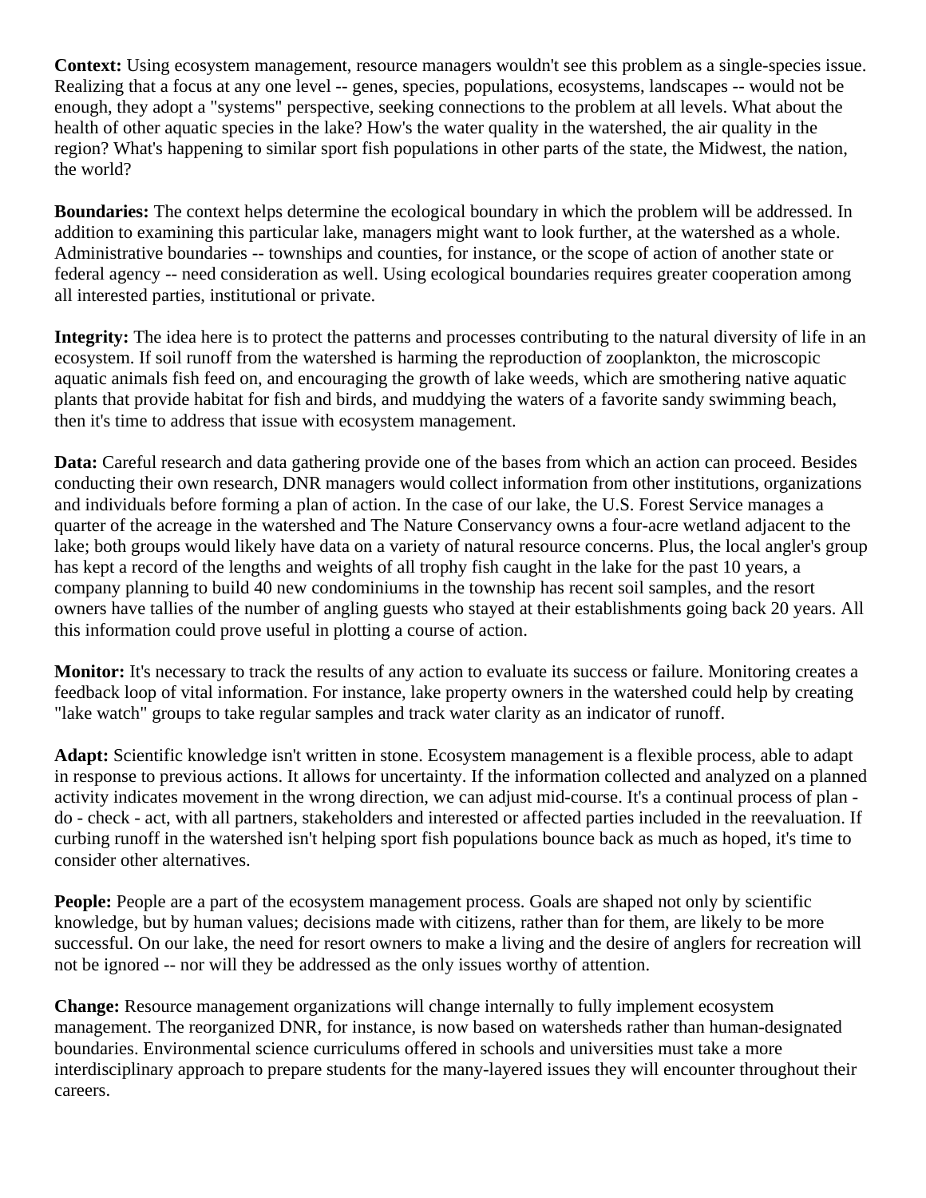**Context:** Using ecosystem management, resource managers wouldn't see this problem as a single-species issue. Realizing that a focus at any one level -- genes, species, populations, ecosystems, landscapes -- would not be enough, they adopt a "systems" perspective, seeking connections to the problem at all levels. What about the health of other aquatic species in the lake? How's the water quality in the watershed, the air quality in the region? What's happening to similar sport fish populations in other parts of the state, the Midwest, the nation, the world?

**Boundaries:** The context helps determine the ecological boundary in which the problem will be addressed. In addition to examining this particular lake, managers might want to look further, at the watershed as a whole. Administrative boundaries -- townships and counties, for instance, or the scope of action of another state or federal agency -- need consideration as well. Using ecological boundaries requires greater cooperation among all interested parties, institutional or private.

**Integrity:** The idea here is to protect the patterns and processes contributing to the natural diversity of life in an ecosystem. If soil runoff from the watershed is harming the reproduction of zooplankton, the microscopic aquatic animals fish feed on, and encouraging the growth of lake weeds, which are smothering native aquatic plants that provide habitat for fish and birds, and muddying the waters of a favorite sandy swimming beach, then it's time to address that issue with ecosystem management.

**Data:** Careful research and data gathering provide one of the bases from which an action can proceed. Besides conducting their own research, DNR managers would collect information from other institutions, organizations and individuals before forming a plan of action. In the case of our lake, the U.S. Forest Service manages a quarter of the acreage in the watershed and The Nature Conservancy owns a four-acre wetland adjacent to the lake; both groups would likely have data on a variety of natural resource concerns. Plus, the local angler's group has kept a record of the lengths and weights of all trophy fish caught in the lake for the past 10 years, a company planning to build 40 new condominiums in the township has recent soil samples, and the resort owners have tallies of the number of angling guests who stayed at their establishments going back 20 years. All this information could prove useful in plotting a course of action.

**Monitor:** It's necessary to track the results of any action to evaluate its success or failure. Monitoring creates a feedback loop of vital information. For instance, lake property owners in the watershed could help by creating "lake watch" groups to take regular samples and track water clarity as an indicator of runoff.

**Adapt:** Scientific knowledge isn't written in stone. Ecosystem management is a flexible process, able to adapt in response to previous actions. It allows for uncertainty. If the information collected and analyzed on a planned activity indicates movement in the wrong direction, we can adjust mid-course. It's a continual process of plan - do - check - act, with all partners, stakeholders and interested or affected parties included in the reevaluation. If curbing runoff in the watershed isn't helping sport fish populations bounce back as much as hoped, it's time to consider other alternatives.

**People:** People are a part of the ecosystem management process. Goals are shaped not only by scientific knowledge, but by human values; decisions made with citizens, rather than for them, are likely to be more successful. On our lake, the need for resort owners to make a living and the desire of anglers for recreation will not be ignored -- nor will they be addressed as the only issues worthy of attention.

**Change:** Resource management organizations will change internally to fully implement ecosystem management. The reorganized DNR, for instance, is now based on watersheds rather than human-designated boundaries. Environmental science curriculums offered in schools and universities must take a more interdisciplinary approach to prepare students for the many-layered issues they will encounter throughout their careers.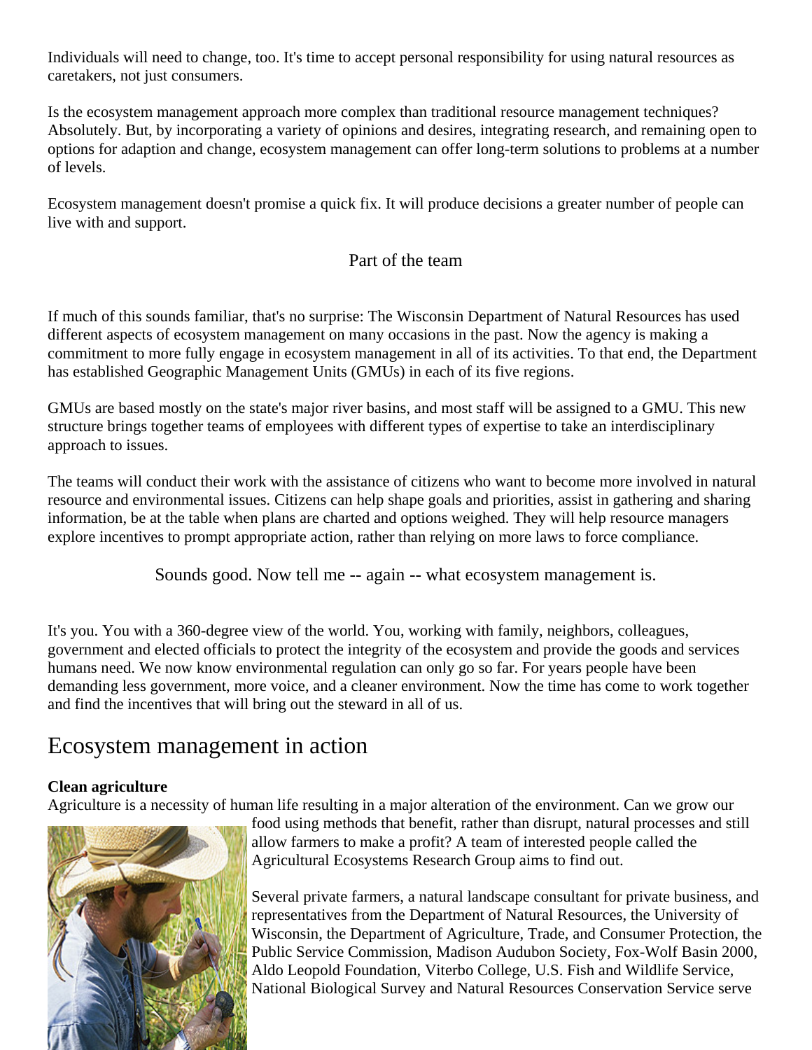Individuals will need to change, too. It's time to accept personal responsibility for using natural resources as caretakers, not just consumers.

Is the ecosystem management approach more complex than traditional resource management techniques? Absolutely. But, by incorporating a variety of opinions and desires, integrating research, and remaining open to options for adaption and change, ecosystem management can offer long-term solutions to problems at a number of levels.

Ecosystem management doesn't promise a quick fix. It will produce decisions a greater number of people can live with and support.

### Part of the team

If much of this sounds familiar, that's no surprise: The Wisconsin Department of Natural Resources has used different aspects of ecosystem management on many occasions in the past. Now the agency is making a commitment to more fully engage in ecosystem management in all of its activities. To that end, the Department has established Geographic Management Units (GMUs) in each of its five regions.

GMUs are based mostly on the state's major river basins, and most staff will be assigned to a GMU. This new structure brings together teams of employees with different types of expertise to take an interdisciplinary approach to issues.

The teams will conduct their work with the assistance of citizens who want to become more involved in natural resource and environmental issues. Citizens can help shape goals and priorities, assist in gathering and sharing information, be at the table when plans are charted and options weighed. They will help resource managers explore incentives to prompt appropriate action, rather than relying on more laws to force compliance.

### Sounds good. Now tell me -- again -- what ecosystem management is.

It's you. You with a 360-degree view of the world. You, working with family, neighbors, colleagues, government and elected officials to protect the integrity of the ecosystem and provide the goods and services humans need. We now know environmental regulation can only go so far. For years people have been demanding less government, more voice, and a cleaner environment. Now the time has come to work together and find the incentives that will bring out the steward in all of us.

## Ecosystem management in action

**Clean agriculture**
Agriculture is a necessity of human life resulting in a major alteration of the environment. Can we grow our food using methods that benefit, rather than disrupt, natural processes and still allow farmers to make a profit? A team of interested people called the Agricultural Ecosystems Research Group aims to find out.

Several private farmers, a natural landscape consultant for private business, and representatives from the Department of Natural Resources, the University of Wisconsin, the Department of Agriculture, Trade, and Consumer Protection, the Public Service Commission, Madison Audubon Society, Fox-Wolf Basin 2000, Aldo Leopold Foundation, Viterbo College, U.S. Fish and Wildlife Service, National Biological Survey and Natural Resources Conservation Service serve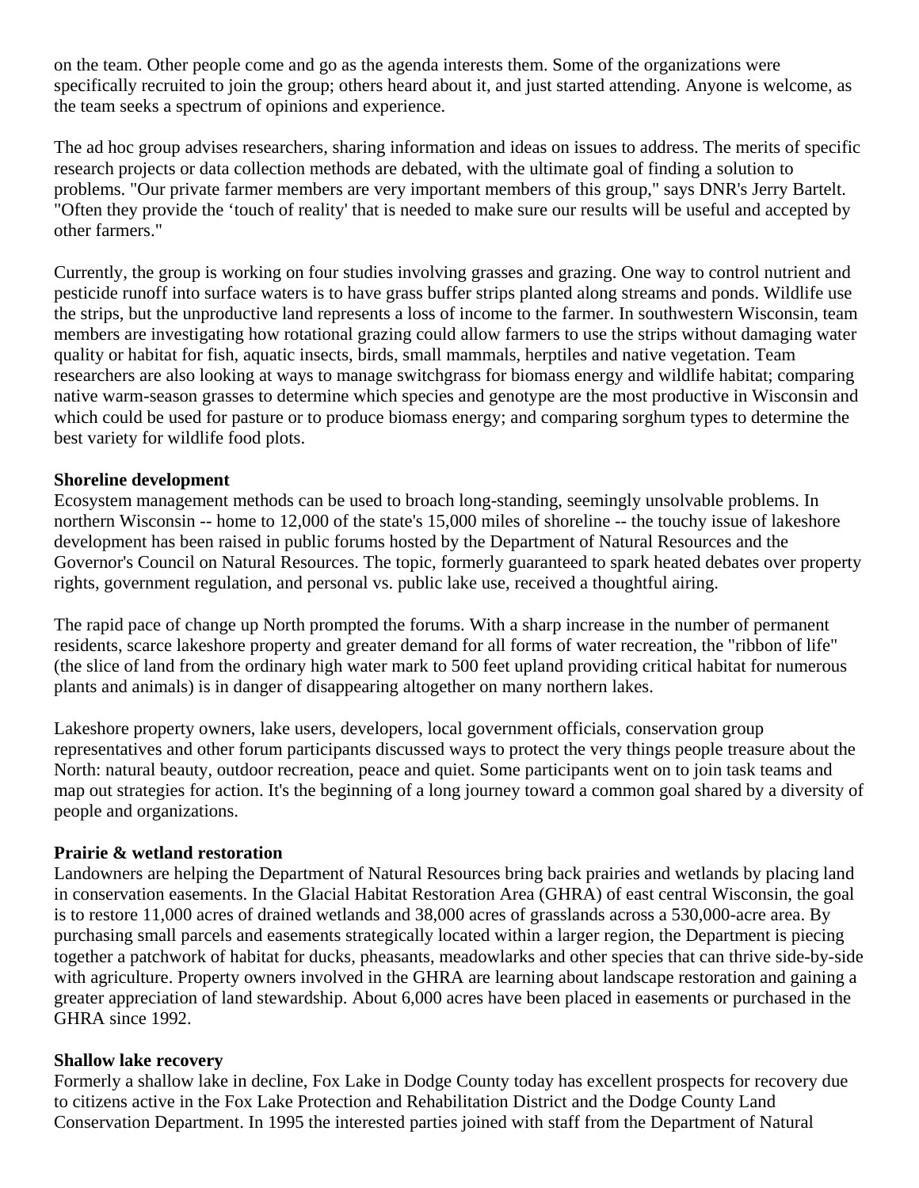on the team. Other people come and go as the agenda interests them. Some of the organizations were specifically recruited to join the group; others heard about it, and just started attending. Anyone is welcome, as the team seeks a spectrum of opinions and experience.

The ad hoc group advises researchers, sharing information and ideas on issues to address. The merits of specific research projects or data collection methods are debated, with the ultimate goal of finding a solution to problems. "Our private farmer members are very important members of this group," says DNR's Jerry Bartelt. "Often they provide the 'touch of reality' that is needed to make sure our results will be useful and accepted by other farmers."

Currently, the group is working on four studies involving grasses and grazing. One way to control nutrient and pesticide runoff into surface waters is to have grass buffer strips planted along streams and ponds. Wildlife use the strips, but the unproductive land represents a loss of income to the farmer. In southwestern Wisconsin, team members are investigating how rotational grazing could allow farmers to use the strips without damaging water quality or habitat for fish, aquatic insects, birds, small mammals, herptiles and native vegetation. Team researchers are also looking at ways to manage switchgrass for biomass energy and wildlife habitat; comparing native warm-season grasses to determine which species and genotype are the most productive in Wisconsin and which could be used for pasture or to produce biomass energy; and comparing sorghum types to determine the best variety for wildlife food plots.

**Shoreline development**

Ecosystem management methods can be used to broach long-standing, seemingly unsolvable problems. In northern Wisconsin -- home to 12,000 of the state's 15,000 miles of shoreline -- the touchy issue of lakeshore development has been raised in public forums hosted by the Department of Natural Resources and the Governor's Council on Natural Resources. The topic, formerly guaranteed to spark heated debates over property rights, government regulation, and personal vs. public lake use, received a thoughtful airing.

The rapid pace of change up North prompted the forums. With a sharp increase in the number of permanent residents, scarce lakeshore property and greater demand for all forms of water recreation, the "ribbon of life" (the slice of land from the ordinary high water mark to 500 feet upland providing critical habitat for numerous plants and animals) is in danger of disappearing altogether on many northern lakes.

Lakeshore property owners, lake users, developers, local government officials, conservation group representatives and other forum participants discussed ways to protect the very things people treasure about the North: natural beauty, outdoor recreation, peace and quiet. Some participants went on to join task teams and map out strategies for action. It's the beginning of a long journey toward a common goal shared by a diversity of people and organizations.

**Prairie & wetland restoration**

Landowners are helping the Department of Natural Resources bring back prairies and wetlands by placing land in conservation easements. In the Glacial Habitat Restoration Area (GHRA) of east central Wisconsin, the goal is to restore 11,000 acres of drained wetlands and 38,000 acres of grasslands across a 530,000-acre area. By purchasing small parcels and easements strategically located within a larger region, the Department is piecing together a patchwork of habitat for ducks, pheasants, meadowlarks and other species that can thrive side-by-side with agriculture. Property owners involved in the GHRA are learning about landscape restoration and gaining a greater appreciation of land stewardship. About 6,000 acres have been placed in easements or purchased in the GHRA since 1992.

**Shallow lake recovery**

Formerly a shallow lake in decline, Fox Lake in Dodge County today has excellent prospects for recovery due to citizens active in the Fox Lake Protection and Rehabilitation District and the Dodge County Land Conservation Department. In 1995 the interested parties joined with staff from the Department of Natural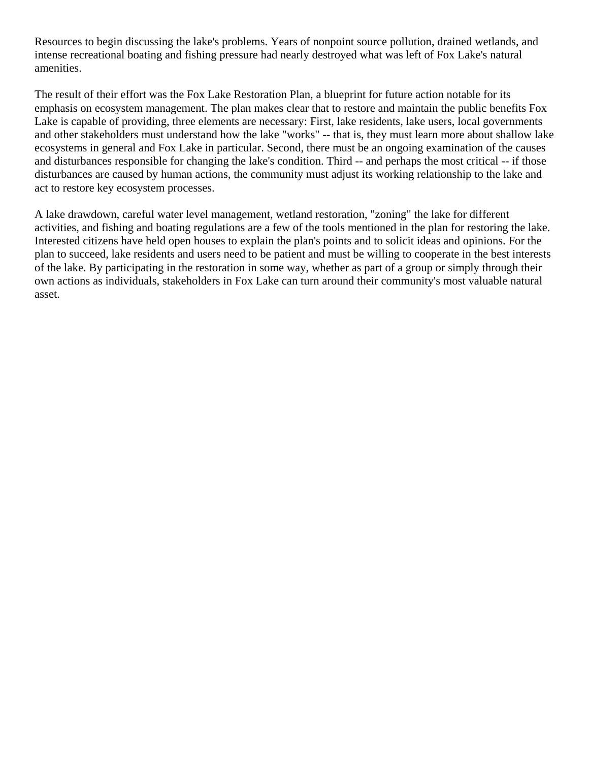Resources to begin discussing the lake's problems. Years of nonpoint source pollution, drained wetlands, and intense recreational boating and fishing pressure had nearly destroyed what was left of Fox Lake's natural amenities.

The result of their effort was the Fox Lake Restoration Plan, a blueprint for future action notable for its emphasis on ecosystem management. The plan makes clear that to restore and maintain the public benefits Fox Lake is capable of providing, three elements are necessary: First, lake residents, lake users, local governments and other stakeholders must understand how the lake "works" -- that is, they must learn more about shallow lake ecosystems in general and Fox Lake in particular. Second, there must be an ongoing examination of the causes and disturbances responsible for changing the lake's condition. Third -- and perhaps the most critical -- if those disturbances are caused by human actions, the community must adjust its working relationship to the lake and act to restore key ecosystem processes.

A lake drawdown, careful water level management, wetland restoration, "zoning" the lake for different activities, and fishing and boating regulations are a few of the tools mentioned in the plan for restoring the lake. Interested citizens have held open houses to explain the plan's points and to solicit ideas and opinions. For the plan to succeed, lake residents and users need to be patient and must be willing to cooperate in the best interests of the lake. By participating in the restoration in some way, whether as part of a group or simply through their own actions as individuals, stakeholders in Fox Lake can turn around their community's most valuable natural asset.